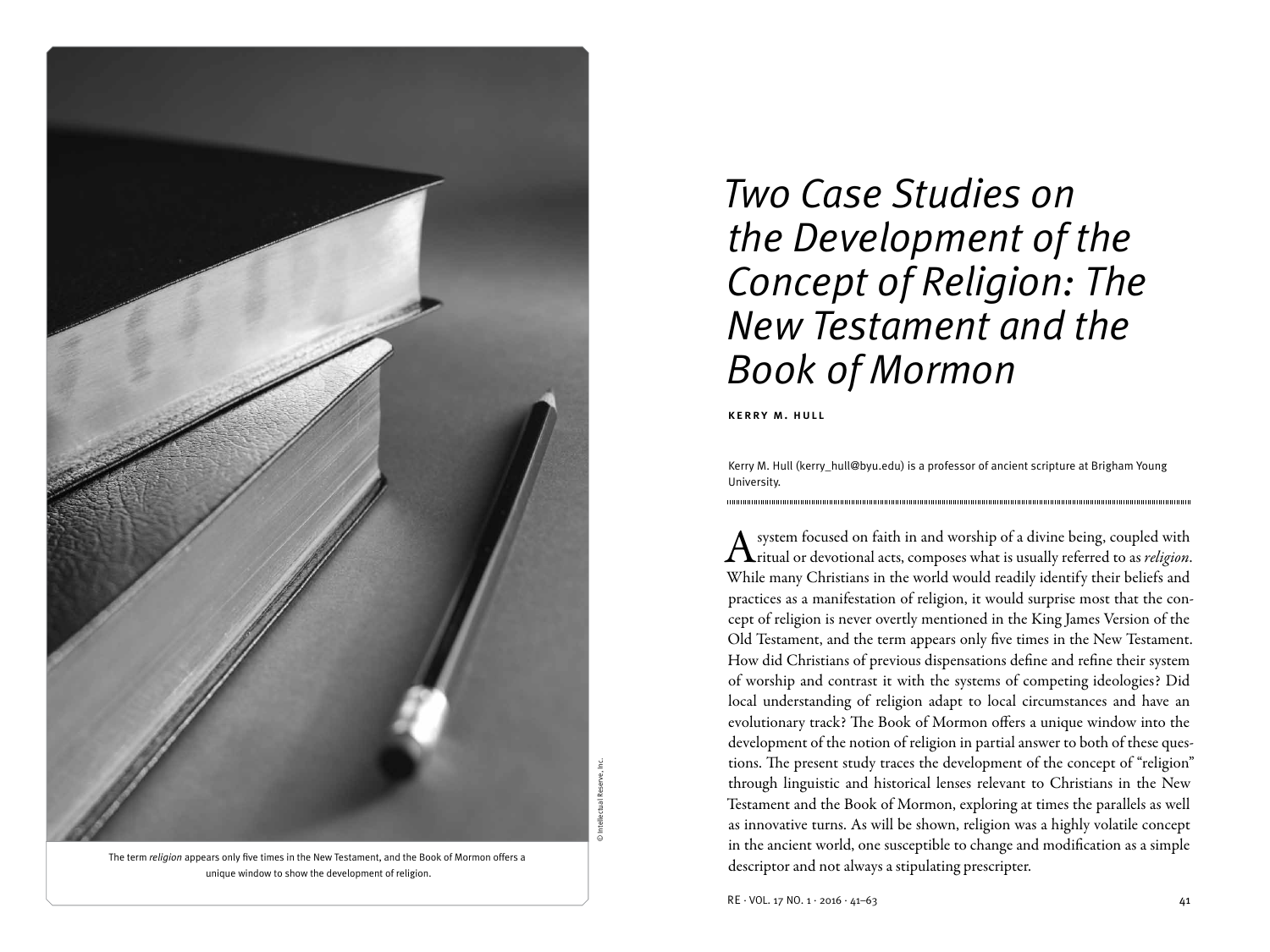The term *religion* appears only five times in the New Testament, and the Book of Mormon offers a unique window to show the development of religion.

© Intellectual Reserve, Inc.

# *Two Case Studies on the Development of the Concept of Religion: The New Testament and the Book of Mormon*

**KERRY M. HULL**

Kerry M. Hull (kerry_hull@byu.edu) is a professor of ancient scripture at Brigham Young University.

A system focused on faith in and worship of a divine being, coupled with ritual or devotional acts, composes what is usually referred to as *religion*. While many Christians in the world would readily identify their beliefs and practices as a manifestation of religion, it would surprise most that the concept of religion is never overtly mentioned in the King James Version of the Old Testament, and the term appears only five times in the New Testament. How did Christians of previous dispensations define and refine their system of worship and contrast it with the systems of competing ideologies? Did local understanding of religion adapt to local circumstances and have an evolutionary track? The Book of Mormon offers a unique window into the development of the notion of religion in partial answer to both of these questions. The present study traces the development of the concept of "religion" through linguistic and historical lenses relevant to Christians in the New Testament and the Book of Mormon, exploring at times the parallels as well as innovative turns. As will be shown, religion was a highly volatile concept in the ancient world, one susceptible to change and modification as a simple descriptor and not always a stipulating prescripter.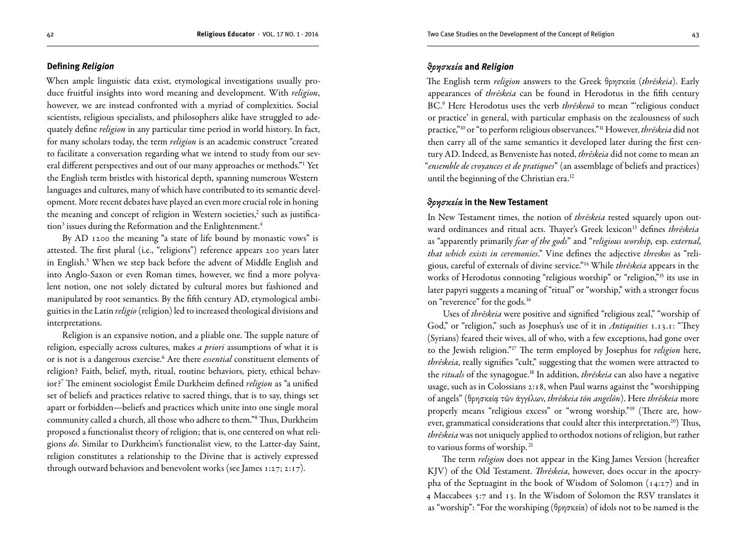## Defining *Religion*

When ample linguistic data exist, etymological investigations usually produce fruitful insights into word meaning and development. With *religion*, however, we are instead confronted with a myriad of complexities. Social scientists, religious specialists, and philosophers alike have struggled to adequately define *religion* in any particular time period in world history. In fact, for many scholars today, the term *religion* is an academic construct "created to facilitate a conversation regarding what we intend to study from our several different perspectives and out of our many approaches or methods."[1] Yet the English term bristles with historical depth, spanning numerous Western languages and cultures, many of which have contributed to its semantic development. More recent debates have played an even more crucial role in honing the meaning and concept of religion in Western societies,[2] such as justification[3] issues during the Reformation and the Enlightenment.[4]

By AD 1200 the meaning "a state of life bound by monastic vows" is attested. The first plural (i.e., "religions") reference appears 200 years later in English.[5] When we step back before the advent of Middle English and into Anglo-Saxon or even Roman times, however, we find a more polyvalent notion, one not solely dictated by cultural mores but fashioned and manipulated by root semantics. By the fifth century AD, etymological ambiguities in the Latin *religio* (religion) led to increased theological divisions and interpretations.

Religion is an expansive notion, and a pliable one. The supple nature of religion, especially across cultures, makes *a priori* assumptions of what it is or is not is a dangerous exercise.[6] Are there *essential* constituent elements of religion? Faith, belief, myth, ritual, routine behaviors, piety, ethical behavior?[7] The eminent sociologist Émile Durkheim defined *religion* as "a unified set of beliefs and practices relative to sacred things, that is to say, things set apart or forbidden—beliefs and practices which unite into one single moral community called a church, all those who adhere to them."[8] Thus, Durkheim proposed a functionalist theory of religion; that is, one centered on what religions *do*. Similar to Durkheim's functionalist view, to the Latter-day Saint, religion constitutes a relationship to the Divine that is actively expressed through outward behaviors and benevolent works (see James 1:27; 2:17).

## *θρησκεία* and *Religion*

The English term *religion* answers to the Greek θρησκεία (*thrēskeia*). Early appearances of *thrēskeia* can be found in Herodotus in the fifth century BC.[9] Here Herodotus uses the verb *thrēskeuō* to mean "'religious conduct or practice' in general, with particular emphasis on the zealousness of such practice,"[10] or "to perform religious observances."[11] However, *thrēskeia* did not then carry all of the same semantics it developed later during the first century AD. Indeed, as Benveniste has noted, *thrēskeia* did not come to mean an "*ensemble de croyances et de pratiques*" (an assemblage of beliefs and practices) until the beginning of the Christian era.[12]

## *θρησκεία* in the New Testament

In New Testament times, the notion of *thrēskeia* rested squarely upon outward ordinances and ritual acts. Thayer's Greek lexicon[13] defines *thrēskeia* as "apparently primarily *fear of the gods*" and "*religious worship,* esp. *external, that which exists in ceremonies*." Vine defines the adjective *threskos* as "religious, careful of externals of divine service."[14] While *thrēskeia* appears in the works of Herodotus connoting "religious worship" or "religion,"[15] its use in later papyri suggests a meaning of "ritual" or "worship," with a stronger focus on "reverence" for the gods.[16]

Uses of *thrēskeia* were positive and signified "religious zeal," "worship of God," or "religion," such as Josephus's use of it in *Antiquities* 1.13.1: "They (Syrians) feared their wives, all of who, with a few exceptions, had gone over to the Jewish religion."[17] The term employed by Josephus for *religion* here, *thrēskeia*, really signifies "cult," suggesting that the women were attracted to the *rituals* of the synagogue.[18] In addition, *thrēskeia* can also have a negative usage, such as in Colossians 2:18, when Paul warns against the "worshipping of angels" (θρησκείᾳ τῶν ἀγγέλων, *thrēskeia tōn angelōn*). Here *thrēskeia* more properly means "religious excess" or "wrong worship."[19] (There are, however, grammatical considerations that could alter this interpretation.[20]) Thus, *thrēskeia* was not uniquely applied to orthodox notions of religion, but rather to various forms of worship.[21]

The term *religion* does not appear in the King James Version (hereafter KJV) of the Old Testament. *Thrēskeia*, however, does occur in the apocrypha of the Septuagint in the book of Wisdom of Solomon (14:27) and in 4 Maccabees 5:7 and 13. In the Wisdom of Solomon the RSV translates it as "worship": "For the worshiping (θρησκεία) of idols not to be named is the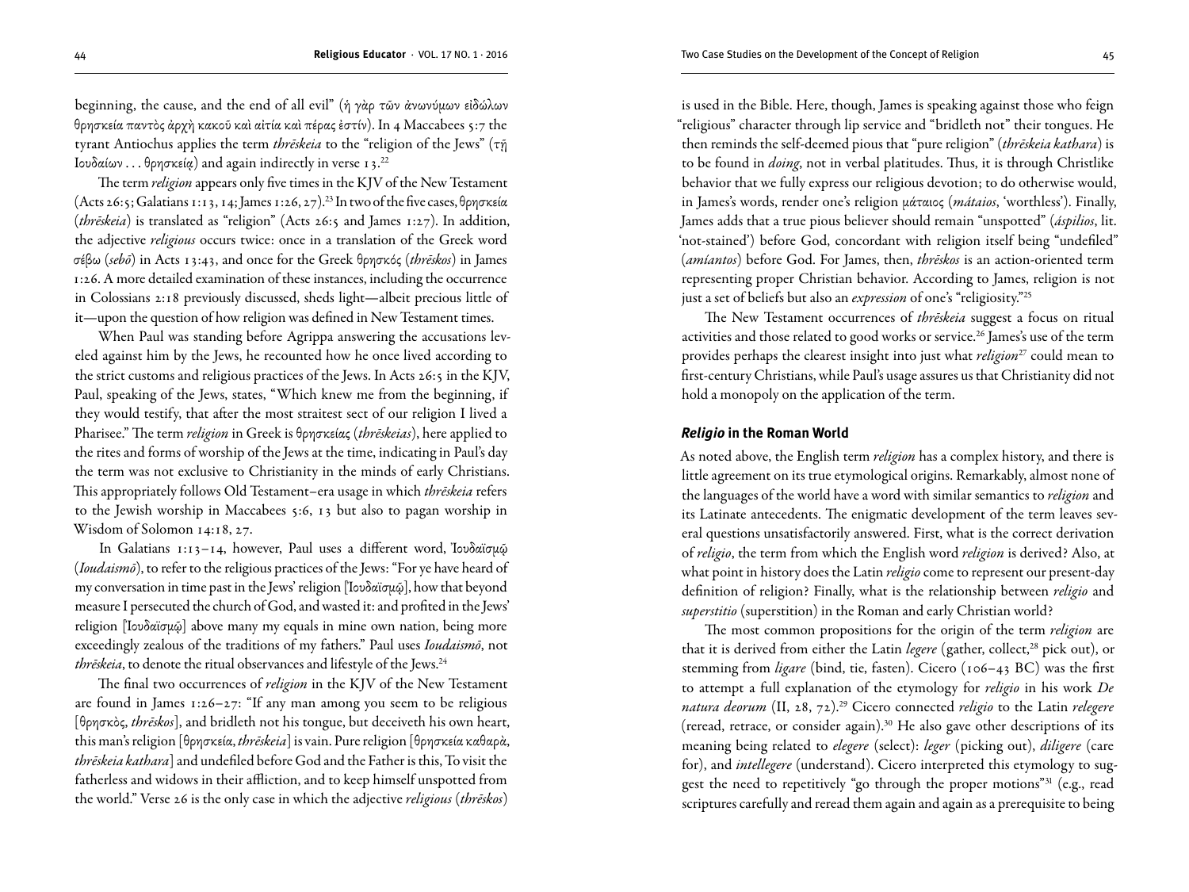beginning, the cause, and the end of all evil" (ἡ γὰρ τῶν ἀνωνύμων εἰδώλων θρησκεία παντὸς ἀρχὴ κακοῦ καὶ αἰτία καὶ πέρας ἐστίν). In 4 Maccabees 5:7 the tyrant Antiochus applies the term *thrēskeia* to the "religion of the Jews" (τῇ Ιουδαίων . . . θρησκείᾳ) and again indirectly in verse 13.[22]

The term *religion* appears only five times in the KJV of the New Testament (Acts 26:5; Galatians 1:13, 14; James 1:26, 27).[23] In two of the five cases, θρησκεία (*thrēskeia*) is translated as "religion" (Acts 26:5 and James 1:27). In addition, the adjective *religious* occurs twice: once in a translation of the Greek word σέβω (*sebō*) in Acts 13:43, and once for the Greek θρησκός (*thrēskos*) in James 1:26. A more detailed examination of these instances, including the occurrence in Colossians 2:18 previously discussed, sheds light—albeit precious little of it—upon the question of how religion was defined in New Testament times.

When Paul was standing before Agrippa answering the accusations leveled against him by the Jews, he recounted how he once lived according to the strict customs and religious practices of the Jews. In Acts 26:5 in the KJV, Paul, speaking of the Jews, states, "Which knew me from the beginning, if they would testify, that after the most straitest sect of our religion I lived a Pharisee." The term *religion* in Greek is θρησκείας (*thrēskeias*), here applied to the rites and forms of worship of the Jews at the time, indicating in Paul's day the term was not exclusive to Christianity in the minds of early Christians. This appropriately follows Old Testament–era usage in which *thrēskeia* refers to the Jewish worship in Maccabees 5:6, 13 but also to pagan worship in Wisdom of Solomon 14:18, 27.

In Galatians 1:13–14, however, Paul uses a different word, Ἰουδαϊσμῷ (*Ioudaismō*), to refer to the religious practices of the Jews: "For ye have heard of my conversation in time past in the Jews' religion [Ἰουδαϊσμῷ], how that beyond measure I persecuted the church of God, and wasted it: and profited in the Jews' religion [Ἰουδαϊσμῷ] above many my equals in mine own nation, being more exceedingly zealous of the traditions of my fathers." Paul uses *Ioudaismō*, not *thrēskeia*, to denote the ritual observances and lifestyle of the Jews.[24]

The final two occurrences of *religion* in the KJV of the New Testament are found in James 1:26–27: "If any man among you seem to be religious [θρησκὸς, *thrēskos*], and bridleth not his tongue, but deceiveth his own heart, this man's religion [θρησκεία, *thrēskeia*] is vain. Pure religion [θρησκεία καθαρὰ, *thrēskeia kathara*] and undefiled before God and the Father is this, To visit the fatherless and widows in their affliction, and to keep himself unspotted from the world." Verse 26 is the only case in which the adjective *religious* (*thrēskos*) is used in the Bible. Here, though, James is speaking against those who feign "religious" character through lip service and "bridleth not" their tongues. He then reminds the self-deemed pious that "pure religion" (*thrēskeia kathara*) is to be found in *doing*, not in verbal platitudes. Thus, it is through Christlike behavior that we fully express our religious devotion; to do otherwise would, in James's words, render one's religion μάταιος (*mátaios*, 'worthless'). Finally, James adds that a true pious believer should remain "unspotted" (*áspilios*, lit. 'not-stained') before God, concordant with religion itself being "undefiled" (*amíantos*) before God. For James, then, *thrēskos* is an action-oriented term representing proper Christian behavior. According to James, religion is not just a set of beliefs but also an *expression* of one's "religiosity."[25]

The New Testament occurrences of *thrēskeia* suggest a focus on ritual activities and those related to good works or service.[26] James's use of the term provides perhaps the clearest insight into just what *religion*[27] could mean to first-century Christians, while Paul's usage assures us that Christianity did not hold a monopoly on the application of the term.

## ***Religio* in the Roman World**

As noted above, the English term *religion* has a complex history, and there is little agreement on its true etymological origins. Remarkably, almost none of the languages of the world have a word with similar semantics to *religion* and its Latinate antecedents. The enigmatic development of the term leaves several questions unsatisfactorily answered. First, what is the correct derivation of *religio*, the term from which the English word *religion* is derived? Also, at what point in history does the Latin *religio* come to represent our present-day definition of religion? Finally, what is the relationship between *religio* and *superstitio* (superstition) in the Roman and early Christian world?

The most common propositions for the origin of the term *religion* are that it is derived from either the Latin *legere* (gather, collect,[28] pick out), or stemming from *ligare* (bind, tie, fasten). Cicero (106–43 BC) was the first to attempt a full explanation of the etymology for *religio* in his work *De natura deorum* (II, 28, 72).[29] Cicero connected *religio* to the Latin *relegere* (reread, retrace, or consider again).[30] He also gave other descriptions of its meaning being related to *elegere* (select): *leger* (picking out), *diligere* (care for), and *intellegere* (understand). Cicero interpreted this etymology to suggest the need to repetitively "go through the proper motions"[31] (e.g., read scriptures carefully and reread them again and again as a prerequisite to being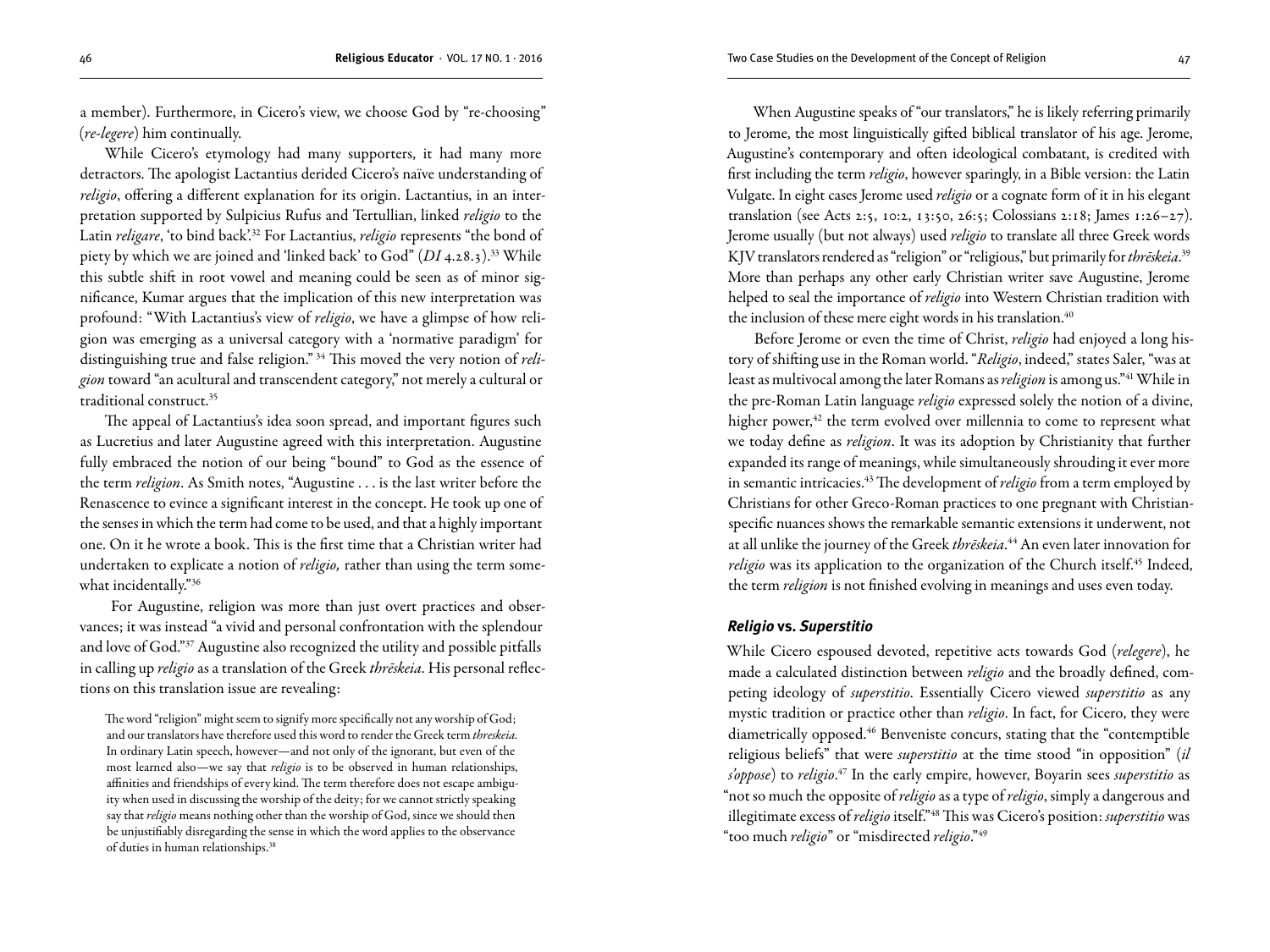a member). Furthermore, in Cicero's view, we choose God by "re-choosing" (*re-legere*) him continually.

While Cicero's etymology had many supporters, it had many more detractors. The apologist Lactantius derided Cicero's naïve understanding of *religio*, offering a different explanation for its origin. Lactantius, in an interpretation supported by Sulpicius Rufus and Tertullian, linked *religio* to the Latin *religare*, 'to bind back'.[32] For Lactantius, *religio* represents "the bond of piety by which we are joined and 'linked back' to God" (*DI* 4.28.3).[33] While this subtle shift in root vowel and meaning could be seen as of minor significance, Kumar argues that the implication of this new interpretation was profound: "With Lactantius's view of *religio*, we have a glimpse of how religion was emerging as a universal category with a 'normative paradigm' for distinguishing true and false religion."[34] This moved the very notion of *religion* toward "an acultural and transcendent category," not merely a cultural or traditional construct.[35]

The appeal of Lactantius's idea soon spread, and important figures such as Lucretius and later Augustine agreed with this interpretation. Augustine fully embraced the notion of our being "bound" to God as the essence of the term *religion*. As Smith notes, "Augustine . . . is the last writer before the Renascence to evince a significant interest in the concept. He took up one of the senses in which the term had come to be used, and that a highly important one. On it he wrote a book. This is the first time that a Christian writer had undertaken to explicate a notion of *religio,* rather than using the term somewhat incidentally."[36]

For Augustine, religion was more than just overt practices and observances; it was instead "a vivid and personal confrontation with the splendour and love of God."[37] Augustine also recognized the utility and possible pitfalls in calling up *religio* as a translation of the Greek *thrēskeia*. His personal reflections on this translation issue are revealing:

> The word "religion" might seem to signify more specifically not any worship of God; and our translators have therefore used this word to render the Greek term *threskeia*. In ordinary Latin speech, however—and not only of the ignorant, but even of the most learned also—we say that *religio* is to be observed in human relationships, affinities and friendships of every kind. The term therefore does not escape ambiguity when used in discussing the worship of the deity; for we cannot strictly speaking say that *religio* means nothing other than the worship of God, since we should then be unjustifiably disregarding the sense in which the word applies to the observance of duties in human relationships.[38]

When Augustine speaks of "our translators," he is likely referring primarily to Jerome, the most linguistically gifted biblical translator of his age. Jerome, Augustine's contemporary and often ideological combatant, is credited with first including the term *religio*, however sparingly, in a Bible version: the Latin Vulgate. In eight cases Jerome used *religio* or a cognate form of it in his elegant translation (see Acts 2:5, 10:2, 13:50, 26:5; Colossians 2:18; James 1:26–27). Jerome usually (but not always) used *religio* to translate all three Greek words KJV translators rendered as "religion" or "religious," but primarily for *thrēskeia*.[39] More than perhaps any other early Christian writer save Augustine, Jerome helped to seal the importance of *religio* into Western Christian tradition with the inclusion of these mere eight words in his translation.[40]

Before Jerome or even the time of Christ, *religio* had enjoyed a long history of shifting use in the Roman world. "*Religio*, indeed," states Saler, "was at least as multivocal among the later Romans as *religion* is among us."[41] While in the pre-Roman Latin language *religio* expressed solely the notion of a divine, higher power,[42] the term evolved over millennia to come to represent what we today define as *religion*. It was its adoption by Christianity that further expanded its range of meanings, while simultaneously shrouding it ever more in semantic intricacies.[43] The development of *religio* from a term employed by Christians for other Greco-Roman practices to one pregnant with Christian-specific nuances shows the remarkable semantic extensions it underwent, not at all unlike the journey of the Greek *thrēskeia*.[44] An even later innovation for *religio* was its application to the organization of the Church itself.[45] Indeed, the term *religion* is not finished evolving in meanings and uses even today.

### ***Religio* vs. *Superstitio***

While Cicero espoused devoted, repetitive acts towards God (*relegere*), he made a calculated distinction between *religio* and the broadly defined, competing ideology of *superstitio*. Essentially Cicero viewed *superstitio* as any mystic tradition or practice other than *religio*. In fact, for Cicero, they were diametrically opposed.[46] Benveniste concurs, stating that the "contemptible religious beliefs" that were *superstitio* at the time stood "in opposition" (*il s'oppose*) to *religio*.[47] In the early empire, however, Boyarin sees *superstitio* as "not so much the opposite of *religio* as a type of *religio*, simply a dangerous and illegitimate excess of *religio* itself."[48] This was Cicero's position: *superstitio* was "too much *religio*" or "misdirected *religio*."[49]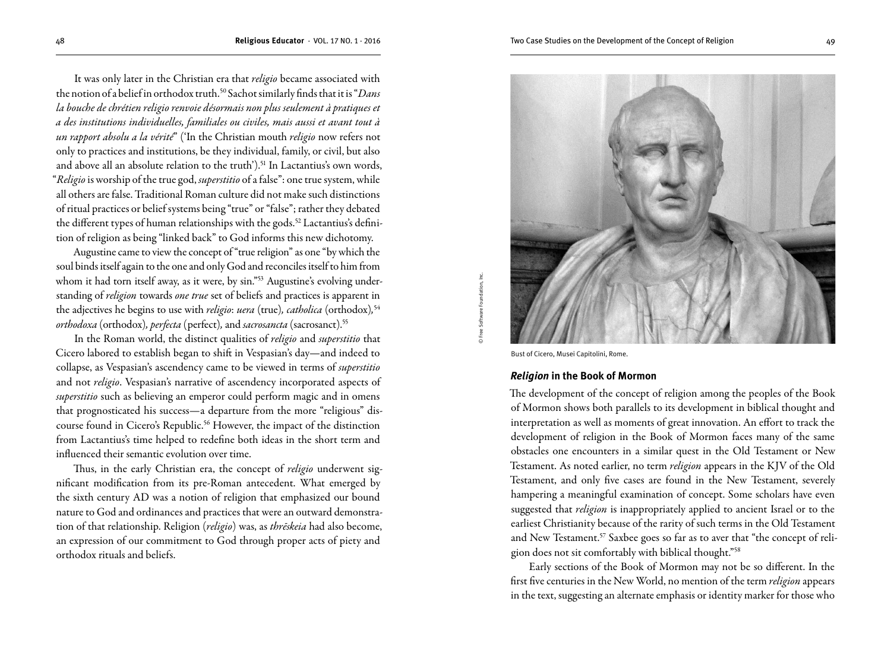It was only later in the Christian era that *religio* became associated with the notion of a belief in orthodox truth.[50] Sachot similarly finds that it is "*Dans la bouche de chrétien religio renvoie désormais non plus seulement à pratiques et a des institutions individuelles, familiales ou civiles, mais aussi et avant tout à un rapport absolu a la vérité*" ('In the Christian mouth *religio* now refers not only to practices and institutions, be they individual, family, or civil, but also and above all an absolute relation to the truth').[51] In Lactantius's own words, "*Religio* is worship of the true god, *superstitio* of a false": one true system, while all others are false. Traditional Roman culture did not make such distinctions of ritual practices or belief systems being "true" or "false"; rather they debated the different types of human relationships with the gods.[52] Lactantius's definition of religion as being "linked back" to God informs this new dichotomy.

Augustine came to view the concept of "true religion" as one "by which the soul binds itself again to the one and only God and reconciles itself to him from whom it had torn itself away, as it were, by sin."[53] Augustine's evolving understanding of *religion* towards *one true* set of beliefs and practices is apparent in the adjectives he begins to use with *religio*: *uera* (true), *catholica* (orthodox),[54] *orthodoxa* (orthodox), *perfecta* (perfect), and *sacrosancta* (sacrosanct).[55]

In the Roman world, the distinct qualities of *religio* and *superstitio* that Cicero labored to establish began to shift in Vespasian's day—and indeed to collapse, as Vespasian's ascendency came to be viewed in terms of *superstitio* and not *religio*. Vespasian's narrative of ascendency incorporated aspects of *superstitio* such as believing an emperor could perform magic and in omens that prognosticated his success—a departure from the more "religious" discourse found in Cicero's Republic.[56] However, the impact of the distinction from Lactantius's time helped to redefine both ideas in the short term and influenced their semantic evolution over time.

Thus, in the early Christian era, the concept of *religio* underwent significant modification from its pre-Roman antecedent. What emerged by the sixth century AD was a notion of religion that emphasized our bound nature to God and ordinances and practices that were an outward demonstration of that relationship. Religion (*religio*) was, as *thrēskeia* had also become, an expression of our commitment to God through proper acts of piety and orthodox rituals and beliefs.

© Free Software Foundation, Inc.

Bust of Cicero, Musei Capitolini, Rome.

## *Religion* in the Book of Mormon

The development of the concept of religion among the peoples of the Book of Mormon shows both parallels to its development in biblical thought and interpretation as well as moments of great innovation. An effort to track the development of religion in the Book of Mormon faces many of the same obstacles one encounters in a similar quest in the Old Testament or New Testament. As noted earlier, no term *religion* appears in the KJV of the Old Testament, and only five cases are found in the New Testament, severely hampering a meaningful examination of concept. Some scholars have even suggested that *religion* is inappropriately applied to ancient Israel or to the earliest Christianity because of the rarity of such terms in the Old Testament and New Testament.[57] Saxbee goes so far as to aver that "the concept of religion does not sit comfortably with biblical thought."[58]

Early sections of the Book of Mormon may not be so different. In the first five centuries in the New World, no mention of the term *religion* appears in the text, suggesting an alternate emphasis or identity marker for those who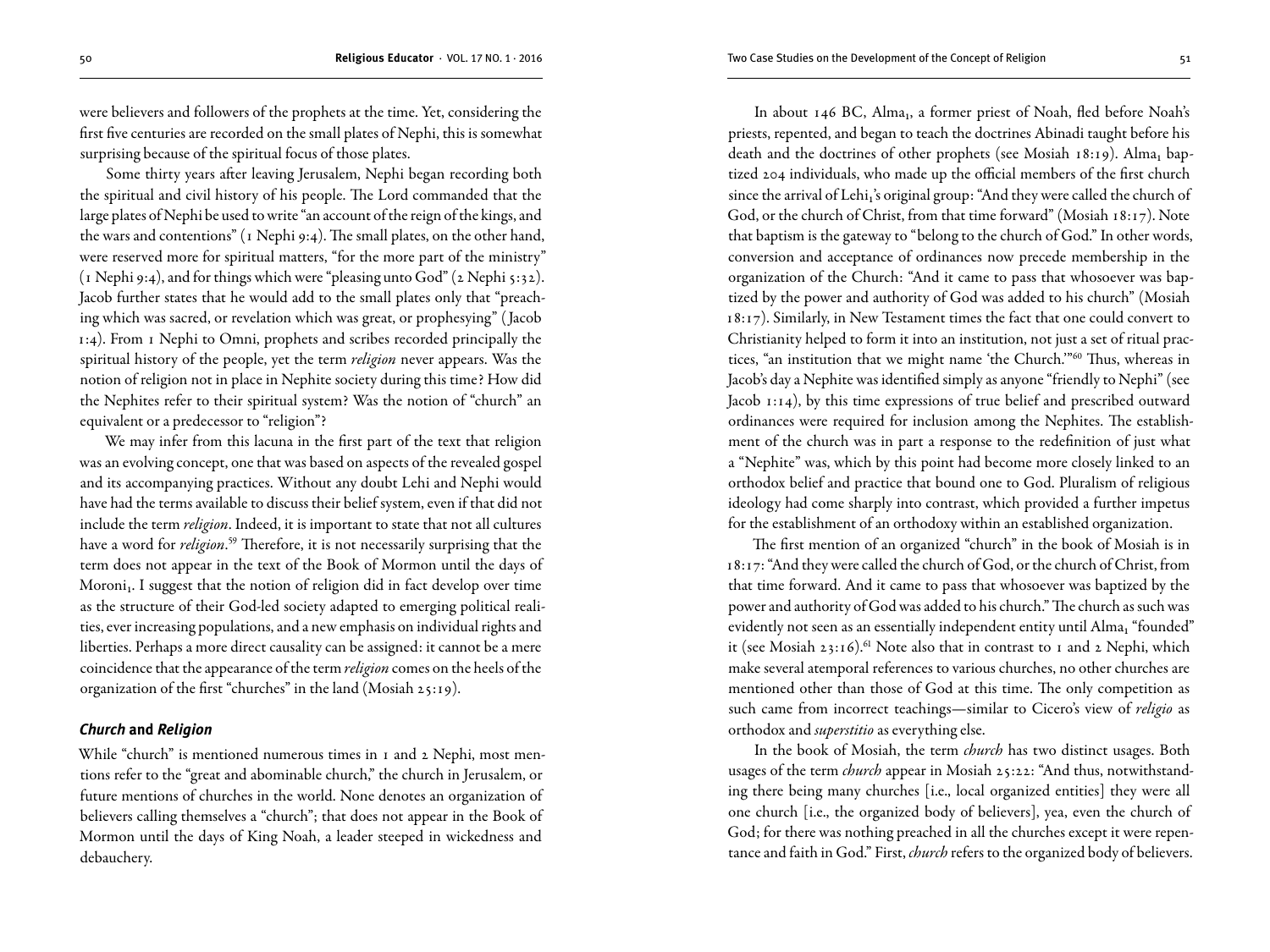were believers and followers of the prophets at the time. Yet, considering the first five centuries are recorded on the small plates of Nephi, this is somewhat surprising because of the spiritual focus of those plates.

Some thirty years after leaving Jerusalem, Nephi began recording both the spiritual and civil history of his people. The Lord commanded that the large plates of Nephi be used to write "an account of the reign of the kings, and the wars and contentions" (1 Nephi 9:4). The small plates, on the other hand, were reserved more for spiritual matters, "for the more part of the ministry" (1 Nephi 9:4), and for things which were "pleasing unto God" (2 Nephi 5:32). Jacob further states that he would add to the small plates only that "preaching which was sacred, or revelation which was great, or prophesying" (Jacob 1:4). From 1 Nephi to Omni, prophets and scribes recorded principally the spiritual history of the people, yet the term *religion* never appears. Was the notion of religion not in place in Nephite society during this time? How did the Nephites refer to their spiritual system? Was the notion of "church" an equivalent or a predecessor to "religion"?

We may infer from this lacuna in the first part of the text that religion was an evolving concept, one that was based on aspects of the revealed gospel and its accompanying practices. Without any doubt Lehi and Nephi would have had the terms available to discuss their belief system, even if that did not include the term *religion*. Indeed, it is important to state that not all cultures have a word for *religion*.[59] Therefore, it is not necessarily surprising that the term does not appear in the text of the Book of Mormon until the days of Moroni$_1$. I suggest that the notion of religion did in fact develop over time as the structure of their God-led society adapted to emerging political realities, ever increasing populations, and a new emphasis on individual rights and liberties. Perhaps a more direct causality can be assigned: it cannot be a mere coincidence that the appearance of the term *religion* comes on the heels of the organization of the first "churches" in the land (Mosiah 25:19).

### *Church* and *Religion*

While "church" is mentioned numerous times in 1 and 2 Nephi, most mentions refer to the "great and abominable church," the church in Jerusalem, or future mentions of churches in the world. None denotes an organization of believers calling themselves a "church"; that does not appear in the Book of Mormon until the days of King Noah, a leader steeped in wickedness and debauchery.

In about 146 BC, Alma$_1$, a former priest of Noah, fled before Noah's priests, repented, and began to teach the doctrines Abinadi taught before his death and the doctrines of other prophets (see Mosiah 18:19). Alma$_1$ baptized 204 individuals, who made up the official members of the first church since the arrival of Lehi$_1$'s original group: "And they were called the church of God, or the church of Christ, from that time forward" (Mosiah 18:17). Note that baptism is the gateway to "belong to the church of God." In other words, conversion and acceptance of ordinances now precede membership in the organization of the Church: "And it came to pass that whosoever was baptized by the power and authority of God was added to his church" (Mosiah 18:17). Similarly, in New Testament times the fact that one could convert to Christianity helped to form it into an institution, not just a set of ritual practices, "an institution that we might name 'the Church.'"[60] Thus, whereas in Jacob's day a Nephite was identified simply as anyone "friendly to Nephi" (see Jacob 1:14), by this time expressions of true belief and prescribed outward ordinances were required for inclusion among the Nephites. The establishment of the church was in part a response to the redefinition of just what a "Nephite" was, which by this point had become more closely linked to an orthodox belief and practice that bound one to God. Pluralism of religious ideology had come sharply into contrast, which provided a further impetus for the establishment of an orthodoxy within an established organization.

The first mention of an organized "church" in the book of Mosiah is in 18:17: "And they were called the church of God, or the church of Christ, from that time forward. And it came to pass that whosoever was baptized by the power and authority of God was added to his church." The church as such was evidently not seen as an essentially independent entity until Alma$_1$ "founded" it (see Mosiah 23:16).[61] Note also that in contrast to 1 and 2 Nephi, which make several atemporal references to various churches, no other churches are mentioned other than those of God at this time. The only competition as such came from incorrect teachings—similar to Cicero's view of *religio* as orthodox and *superstitio* as everything else.

In the book of Mosiah, the term *church* has two distinct usages. Both usages of the term *church* appear in Mosiah 25:22: "And thus, notwithstanding there being many churches [i.e., local organized entities] they were all one church [i.e., the organized body of believers], yea, even the church of God; for there was nothing preached in all the churches except it were repentance and faith in God." First, *church* refers to the organized body of believers.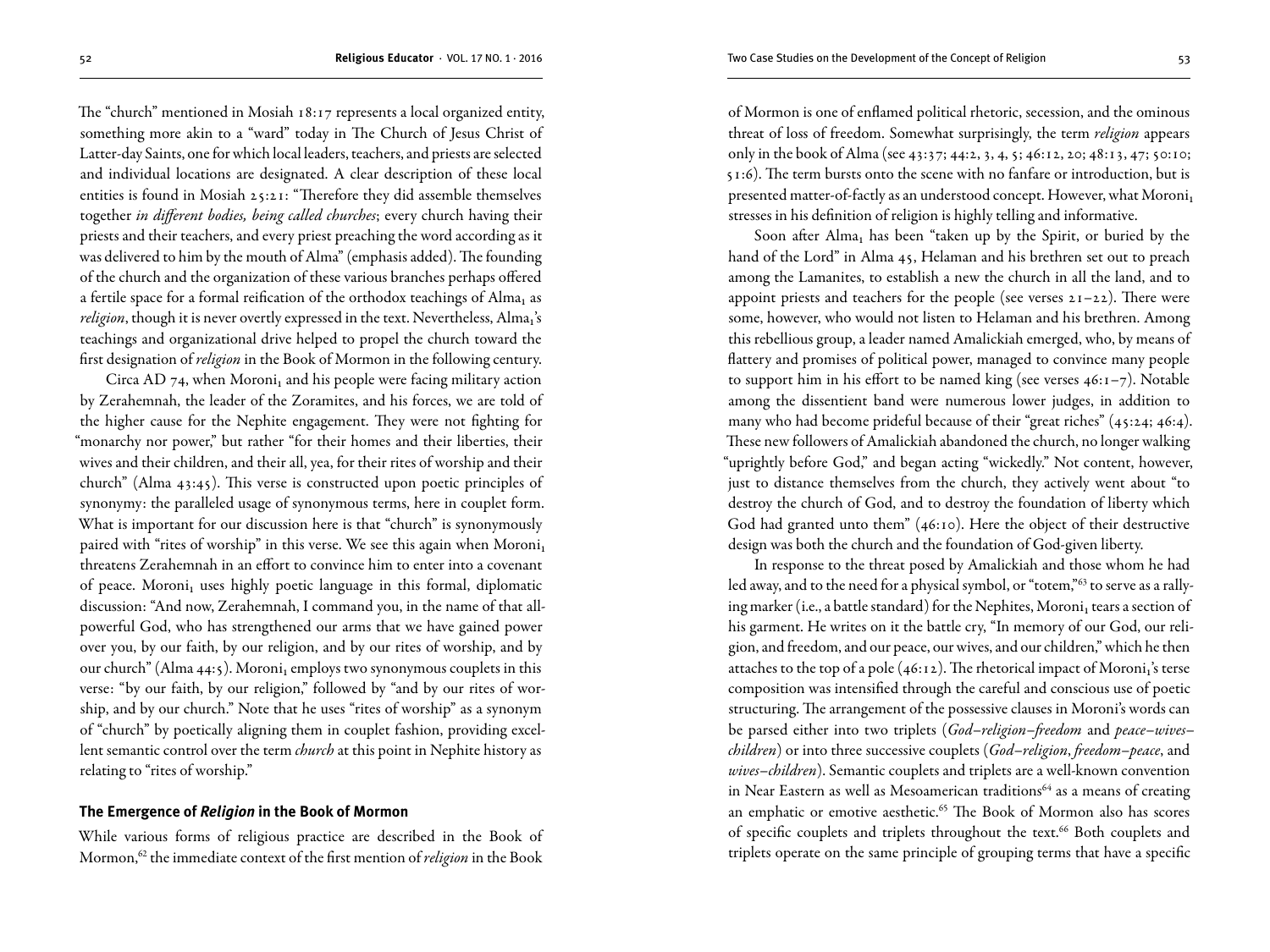The "church" mentioned in Mosiah 18:17 represents a local organized entity, something more akin to a "ward" today in The Church of Jesus Christ of Latter-day Saints, one for which local leaders, teachers, and priests are selected and individual locations are designated. A clear description of these local entities is found in Mosiah 25:21: "Therefore they did assemble themselves together *in different bodies, being called churches*; every church having their priests and their teachers, and every priest preaching the word according as it was delivered to him by the mouth of Alma" (emphasis added). The founding of the church and the organization of these various branches perhaps offered a fertile space for a formal reification of the orthodox teachings of $Alma_1$ as *religion*, though it is never overtly expressed in the text. Nevertheless, $Alma_1$'s teachings and organizational drive helped to propel the church toward the first designation of *religion* in the Book of Mormon in the following century.

Circa AD 74, when $Moroni_1$ and his people were facing military action by Zerahemnah, the leader of the Zoramites, and his forces, we are told of the higher cause for the Nephite engagement. They were not fighting for "monarchy nor power," but rather "for their homes and their liberties, their wives and their children, and their all, yea, for their rites of worship and their church" (Alma 43:45). This verse is constructed upon poetic principles of synonymy: the paralleled usage of synonymous terms, here in couplet form. What is important for our discussion here is that "church" is synonymously paired with "rites of worship" in this verse. We see this again when $Moroni_1$ threatens Zerahemnah in an effort to convince him to enter into a covenant of peace. $Moroni_1$ uses highly poetic language in this formal, diplomatic discussion: "And now, Zerahemnah, I command you, in the name of that all-powerful God, who has strengthened our arms that we have gained power over you, by our faith, by our religion, and by our rites of worship, and by our church" (Alma 44:5). $Moroni_1$ employs two synonymous couplets in this verse: "by our faith, by our religion," followed by "and by our rites of worship, and by our church." Note that he uses "rites of worship" as a synonym of "church" by poetically aligning them in couplet fashion, providing excellent semantic control over the term *church* at this point in Nephite history as relating to "rites of worship."

## The Emergence of *Religion* in the Book of Mormon

While various forms of religious practice are described in the Book of Mormon,[62] the immediate context of the first mention of *religion* in the Book of Mormon is one of enflamed political rhetoric, secession, and the ominous threat of loss of freedom. Somewhat surprisingly, the term *religion* appears only in the book of Alma (see 43:37; 44:2, 3, 4, 5; 46:12, 20; 48:13, 47; 50:10; 51:6). The term bursts onto the scene with no fanfare or introduction, but is presented matter-of-factly as an understood concept. However, what $Moroni_1$ stresses in his definition of religion is highly telling and informative.

Soon after $Alma_1$ has been "taken up by the Spirit, or buried by the hand of the Lord" in Alma 45, Helaman and his brethren set out to preach among the Lamanites, to establish a new the church in all the land, and to appoint priests and teachers for the people (see verses 21–22). There were some, however, who would not listen to Helaman and his brethren. Among this rebellious group, a leader named Amalickiah emerged, who, by means of flattery and promises of political power, managed to convince many people to support him in his effort to be named king (see verses 46:1–7). Notable among the dissentient band were numerous lower judges, in addition to many who had become prideful because of their "great riches" (45:24; 46:4). These new followers of Amalickiah abandoned the church, no longer walking "uprightly before God," and began acting "wickedly." Not content, however, just to distance themselves from the church, they actively went about "to destroy the church of God, and to destroy the foundation of liberty which God had granted unto them" (46:10). Here the object of their destructive design was both the church and the foundation of God-given liberty.

In response to the threat posed by Amalickiah and those whom he had led away, and to the need for a physical symbol, or "totem,"[63] to serve as a rallying marker (i.e., a battle standard) for the Nephites, $Moroni_1$ tears a section of his garment. He writes on it the battle cry, "In memory of our God, our religion, and freedom, and our peace, our wives, and our children," which he then attaches to the top of a pole (46:12). The rhetorical impact of $Moroni_1$'s terse composition was intensified through the careful and conscious use of poetic structuring. The arrangement of the possessive clauses in Moroni's words can be parsed either into two triplets (*God–religion–freedom* and *peace–wives–children*) or into three successive couplets (*God–religion*, *freedom–peace*, and *wives–children*). Semantic couplets and triplets are a well-known convention in Near Eastern as well as Mesoamerican traditions[64] as a means of creating an emphatic or emotive aesthetic.[65] The Book of Mormon also has scores of specific couplets and triplets throughout the text.[66] Both couplets and triplets operate on the same principle of grouping terms that have a specific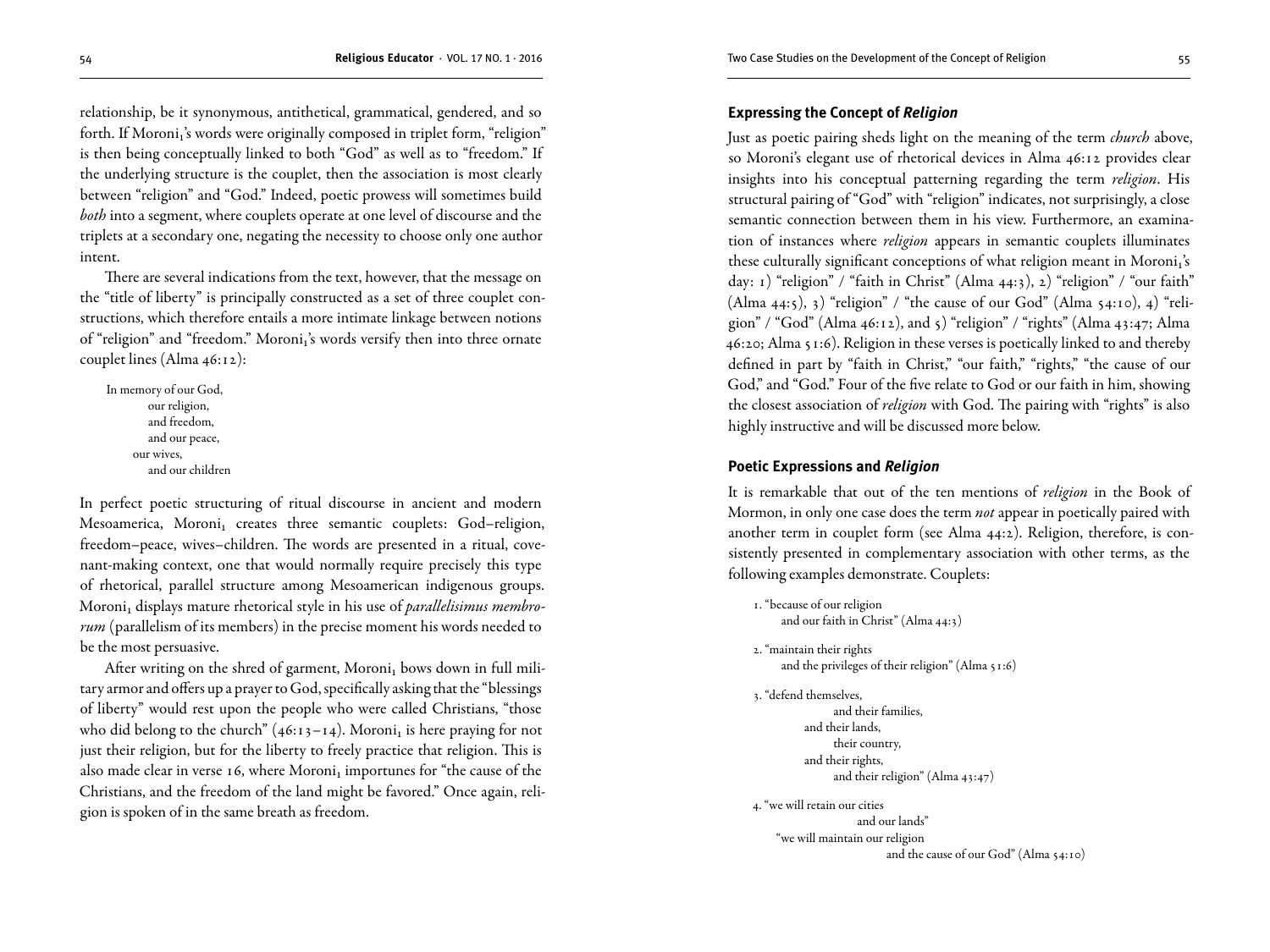relationship, be it synonymous, antithetical, grammatical, gendered, and so forth. If Moroni$_1$'s words were originally composed in triplet form, "religion" is then being conceptually linked to both "God" as well as to "freedom." If the underlying structure is the couplet, then the association is most clearly between "religion" and "God." Indeed, poetic prowess will sometimes build *both* into a segment, where couplets operate at one level of discourse and the triplets at a secondary one, negating the necessity to choose only one author intent.

There are several indications from the text, however, that the message on the "title of liberty" is principally constructed as a set of three couplet constructions, which therefore entails a more intimate linkage between notions of "religion" and "freedom." Moroni$_1$'s words versify then into three ornate couplet lines (Alma 46:12):

> In memory of our God,
> &nbsp;&nbsp;&nbsp;&nbsp;our religion,
> &nbsp;&nbsp;&nbsp;&nbsp;and freedom,
> &nbsp;&nbsp;&nbsp;&nbsp;and our peace,
> &nbsp;&nbsp;our wives,
> &nbsp;&nbsp;&nbsp;&nbsp;and our children

In perfect poetic structuring of ritual discourse in ancient and modern Mesoamerica, Moroni$_1$ creates three semantic couplets: God–religion, freedom–peace, wives–children. The words are presented in a ritual, covenant-making context, one that would normally require precisely this type of rhetorical, parallel structure among Mesoamerican indigenous groups. Moroni$_1$ displays mature rhetorical style in his use of *parallelisimus membrorum* (parallelism of its members) in the precise moment his words needed to be the most persuasive.

After writing on the shred of garment, Moroni$_1$ bows down in full military armor and offers up a prayer to God, specifically asking that the "blessings of liberty" would rest upon the people who were called Christians, "those who did belong to the church" (46:13–14). Moroni$_1$ is here praying for not just their religion, but for the liberty to freely practice that religion. This is also made clear in verse 16, where Moroni$_1$ importunes for "the cause of the Christians, and the freedom of the land might be favored." Once again, religion is spoken of in the same breath as freedom.

### Expressing the Concept of *Religion*

Just as poetic pairing sheds light on the meaning of the term *church* above, so Moroni's elegant use of rhetorical devices in Alma 46:12 provides clear insights into his conceptual patterning regarding the term *religion*. His structural pairing of "God" with "religion" indicates, not surprisingly, a close semantic connection between them in his view. Furthermore, an examination of instances where *religion* appears in semantic couplets illuminates these culturally significant conceptions of what religion meant in Moroni$_1$'s day: 1) "religion" / "faith in Christ" (Alma 44:3), 2) "religion" / "our faith" (Alma 44:5), 3) "religion" / "the cause of our God" (Alma 54:10), 4) "religion" / "God" (Alma 46:12), and 5) "religion" / "rights" (Alma 43:47; Alma 46:20; Alma 51:6). Religion in these verses is poetically linked to and thereby defined in part by "faith in Christ," "our faith," "rights," "the cause of our God," and "God." Four of the five relate to God or our faith in him, showing the closest association of *religion* with God. The pairing with "rights" is also highly instructive and will be discussed more below.

### Poetic Expressions and *Religion*

It is remarkable that out of the ten mentions of *religion* in the Book of Mormon, in only one case does the term *not* appear in poetically paired with another term in couplet form (see Alma 44:2). Religion, therefore, is consistently presented in complementary association with other terms, as the following examples demonstrate. Couplets:

1. "because of our religion
   &nbsp;&nbsp;&nbsp;&nbsp;and our faith in Christ" (Alma 44:3)

2. "maintain their rights
   &nbsp;&nbsp;&nbsp;&nbsp;and the privileges of their religion" (Alma 51:6)

3. "defend themselves,
   &nbsp;&nbsp;&nbsp;&nbsp;&nbsp;&nbsp;&nbsp;&nbsp;and their families,
   &nbsp;&nbsp;&nbsp;&nbsp;and their lands,
   &nbsp;&nbsp;&nbsp;&nbsp;&nbsp;&nbsp;&nbsp;&nbsp;their country,
   &nbsp;&nbsp;&nbsp;&nbsp;and their rights,
   &nbsp;&nbsp;&nbsp;&nbsp;&nbsp;&nbsp;&nbsp;&nbsp;and their religion" (Alma 43:47)

4. "we will retain our cities
   &nbsp;&nbsp;&nbsp;&nbsp;&nbsp;&nbsp;&nbsp;&nbsp;&nbsp;&nbsp;&nbsp;&nbsp;and our lands"
   &nbsp;&nbsp;"we will maintain our religion
   &nbsp;&nbsp;&nbsp;&nbsp;&nbsp;&nbsp;&nbsp;&nbsp;&nbsp;&nbsp;&nbsp;&nbsp;&nbsp;&nbsp;&nbsp;&nbsp;and the cause of our God" (Alma 54:10)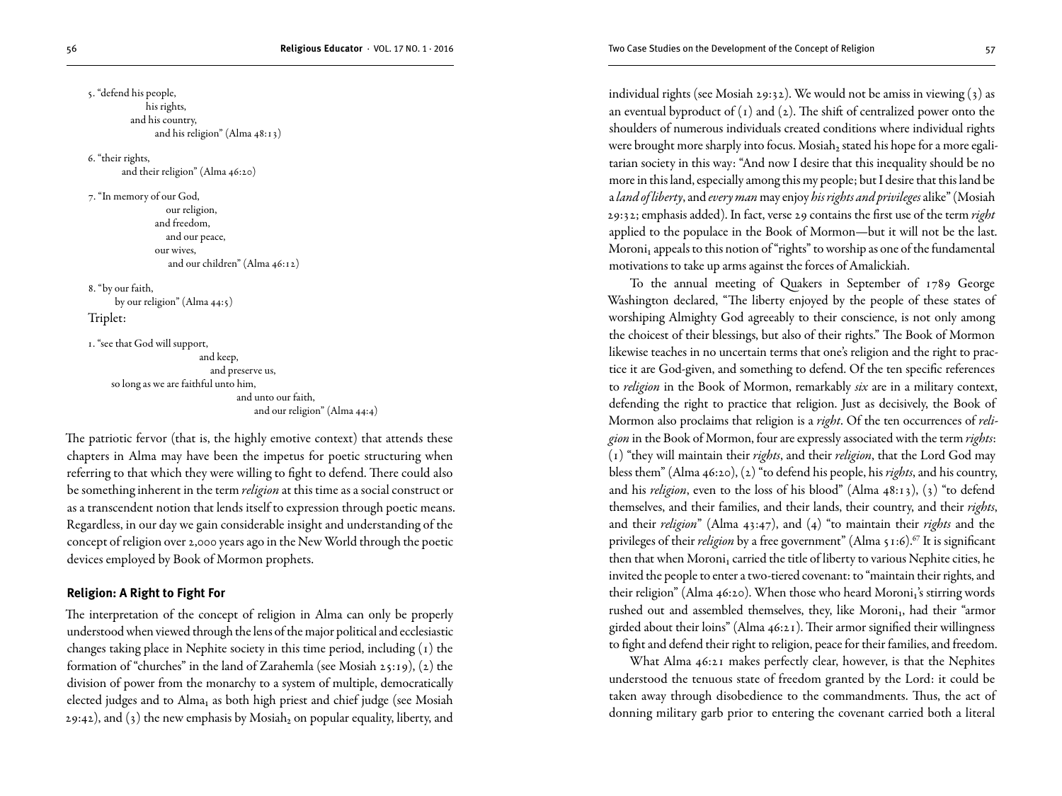5. "defend his people,
his rights,
and his country,
and his religion" (Alma 48:13)

6. "their rights,
and their religion" (Alma 46:20)

7. "In memory of our God,
our religion,
and freedom,
and our peace,
our wives,
and our children" (Alma 46:12)

8. "by our faith,
by our religion" (Alma 44:5)

Triplet:

1. "see that God will support,
and keep,
and preserve us,
so long as we are faithful unto him,
and unto our faith,
and our religion" (Alma 44:4)

The patriotic fervor (that is, the highly emotive context) that attends these chapters in Alma may have been the impetus for poetic structuring when referring to that which they were willing to fight to defend. There could also be something inherent in the term *religion* at this time as a social construct or as a transcendent notion that lends itself to expression through poetic means. Regardless, in our day we gain considerable insight and understanding of the concept of religion over 2,000 years ago in the New World through the poetic devices employed by Book of Mormon prophets.

### Religion: A Right to Fight For

The interpretation of the concept of religion in Alma can only be properly understood when viewed through the lens of the major political and ecclesiastic changes taking place in Nephite society in this time period, including (1) the formation of "churches" in the land of Zarahemla (see Mosiah 25:19), (2) the division of power from the monarchy to a system of multiple, democratically elected judges and to $\text{Alma}_1$ as both high priest and chief judge (see Mosiah 29:42), and (3) the new emphasis by $\text{Mosiah}_2$ on popular equality, liberty, and individual rights (see Mosiah 29:32). We would not be amiss in viewing (3) as an eventual byproduct of (1) and (2). The shift of centralized power onto the shoulders of numerous individuals created conditions where individual rights were brought more sharply into focus. $\text{Mosiah}_2$ stated his hope for a more egalitarian society in this way: "And now I desire that this inequality should be no more in this land, especially among this my people; but I desire that this land be a *land of liberty*, and *every man* may enjoy *his rights and privileges* alike" (Mosiah 29:32; emphasis added). In fact, verse 29 contains the first use of the term *right* applied to the populace in the Book of Mormon—but it will not be the last. $\text{Moroni}_1$ appeals to this notion of "rights" to worship as one of the fundamental motivations to take up arms against the forces of Amalickiah.

To the annual meeting of Quakers in September of 1789 George Washington declared, "The liberty enjoyed by the people of these states of worshiping Almighty God agreeably to their conscience, is not only among the choicest of their blessings, but also of their rights." The Book of Mormon likewise teaches in no uncertain terms that one's religion and the right to practice it are God-given, and something to defend. Of the ten specific references to *religion* in the Book of Mormon, remarkably *six* are in a military context, defending the right to practice that religion. Just as decisively, the Book of Mormon also proclaims that religion is a *right*. Of the ten occurrences of *religion* in the Book of Mormon, four are expressly associated with the term *rights*: (1) "they will maintain their *rights*, and their *religion*, that the Lord God may bless them" (Alma 46:20), (2) "to defend his people, his *rights*, and his country, and his *religion*, even to the loss of his blood" (Alma 48:13), (3) "to defend themselves, and their families, and their lands, their country, and their *rights*, and their *religion*" (Alma 43:47), and (4) "to maintain their *rights* and the privileges of their *religion* by a free government" (Alma 51:6).[67] It is significant then that when $\text{Moroni}_1$ carried the title of liberty to various Nephite cities, he invited the people to enter a two-tiered covenant: to "maintain their rights, and their religion" (Alma 46:20). When those who heard $\text{Moroni}_1$'s stirring words rushed out and assembled themselves, they, like $\text{Moroni}_1$, had their "armor girded about their loins" (Alma 46:21). Their armor signified their willingness to fight and defend their right to religion, peace for their families, and freedom.

What Alma 46:21 makes perfectly clear, however, is that the Nephites understood the tenuous state of freedom granted by the Lord: it could be taken away through disobedience to the commandments. Thus, the act of donning military garb prior to entering the covenant carried both a literal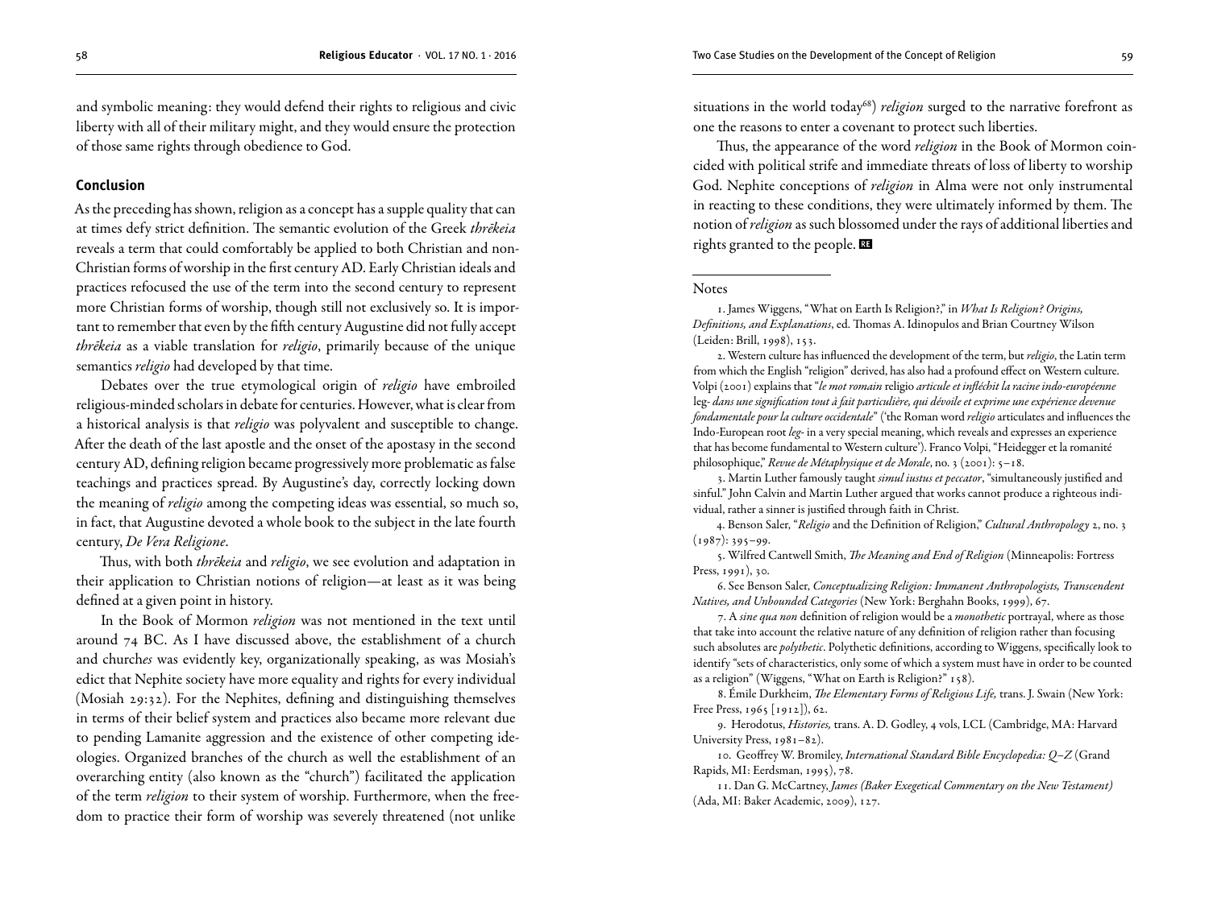and symbolic meaning: they would defend their rights to religious and civic liberty with all of their military might, and they would ensure the protection of those same rights through obedience to God.

### Conclusion

As the preceding has shown, religion as a concept has a supple quality that can at times defy strict definition. The semantic evolution of the Greek *thrēkeia* reveals a term that could comfortably be applied to both Christian and non-Christian forms of worship in the first century AD. Early Christian ideals and practices refocused the use of the term into the second century to represent more Christian forms of worship, though still not exclusively so. It is important to remember that even by the fifth century Augustine did not fully accept *thrēkeia* as a viable translation for *religio*, primarily because of the unique semantics *religio* had developed by that time.

Debates over the true etymological origin of *religio* have embroiled religious-minded scholars in debate for centuries. However, what is clear from a historical analysis is that *religio* was polyvalent and susceptible to change. After the death of the last apostle and the onset of the apostasy in the second century AD, defining religion became progressively more problematic as false teachings and practices spread. By Augustine's day, correctly locking down the meaning of *religio* among the competing ideas was essential, so much so, in fact, that Augustine devoted a whole book to the subject in the late fourth century, *De Vera Religione*.

Thus, with both *thrēkeia* and *religio*, we see evolution and adaptation in their application to Christian notions of religion—at least as it was being defined at a given point in history.

In the Book of Mormon *religion* was not mentioned in the text until around 74 BC. As I have discussed above, the establishment of a church and church*es* was evidently key, organizationally speaking, as was Mosiah's edict that Nephite society have more equality and rights for every individual (Mosiah 29:32). For the Nephites, defining and distinguishing themselves in terms of their belief system and practices also became more relevant due to pending Lamanite aggression and the existence of other competing ideologies. Organized branches of the church as well the establishment of an overarching entity (also known as the "church") facilitated the application of the term *religion* to their system of worship. Furthermore, when the freedom to practice their form of worship was severely threatened (not unlike situations in the world today[68]) *religion* surged to the narrative forefront as one the reasons to enter a covenant to protect such liberties.

Thus, the appearance of the word *religion* in the Book of Mormon coincided with political strife and immediate threats of loss of liberty to worship God. Nephite conceptions of *religion* in Alma were not only instrumental in reacting to these conditions, they were ultimately informed by them. The notion of *religion* as such blossomed under the rays of additional liberties and rights granted to the people. RE

---

Notes

1. James Wiggens, "What on Earth Is Religion?," in *What Is Religion? Origins, Definitions, and Explanations*, ed. Thomas A. Idinopulos and Brian Courtney Wilson (Leiden: Brill, 1998), 153.

2. Western culture has influenced the development of the term, but *religio*, the Latin term from which the English "religion" derived, has also had a profound effect on Western culture. Volpi (2001) explains that "*le mot romain* religio *articule et infléchit la racine indo-européenne* leg- *dans une signification tout à fait particulière, qui dévoile et exprime une expérience devenue fondamentale pour la culture occidentale*" ('the Roman word *religio* articulates and influences the Indo-European root *leg-* in a very special meaning, which reveals and expresses an experience that has become fundamental to Western culture'). Franco Volpi, "Heidegger et la romanité philosophique," *Revue de Métaphysique et de Morale*, no. 3 (2001): 5–18.

3. Martin Luther famously taught *simul iustus et peccator*, "simultaneously justified and sinful." John Calvin and Martin Luther argued that works cannot produce a righteous individual, rather a sinner is justified through faith in Christ.

4. Benson Saler, "*Religio* and the Definition of Religion," *Cultural Anthropology* 2, no. 3 (1987): 395–99.

5. Wilfred Cantwell Smith, *The Meaning and End of Religion* (Minneapolis: Fortress Press, 1991), 30.

6. See Benson Saler, *Conceptualizing Religion: Immanent Anthropologists, Transcendent Natives, and Unbounded Categories* (New York: Berghahn Books, 1999), 67.

7. A *sine qua non* definition of religion would be a *monothetic* portrayal, where as those that take into account the relative nature of any definition of religion rather than focusing such absolutes are *polythetic*. Polythetic definitions, according to Wiggens, specifically look to identify "sets of characteristics, only some of which a system must have in order to be counted as a religion" (Wiggens, "What on Earth is Religion?" 158).

8. Émile Durkheim, *The Elementary Forms of Religious Life,* trans. J. Swain (New York: Free Press, 1965 [1912]), 62.

9. Herodotus, *Histories,* trans. A. D. Godley, 4 vols, LCL (Cambridge, MA: Harvard University Press, 1981–82).

10. Geoffrey W. Bromiley, *International Standard Bible Encyclopedia: Q–Z* (Grand Rapids, MI: Eerdsman, 1995), 78.

11. Dan G. McCartney, *James (Baker Exegetical Commentary on the New Testament)* (Ada, MI: Baker Academic, 2009), 127.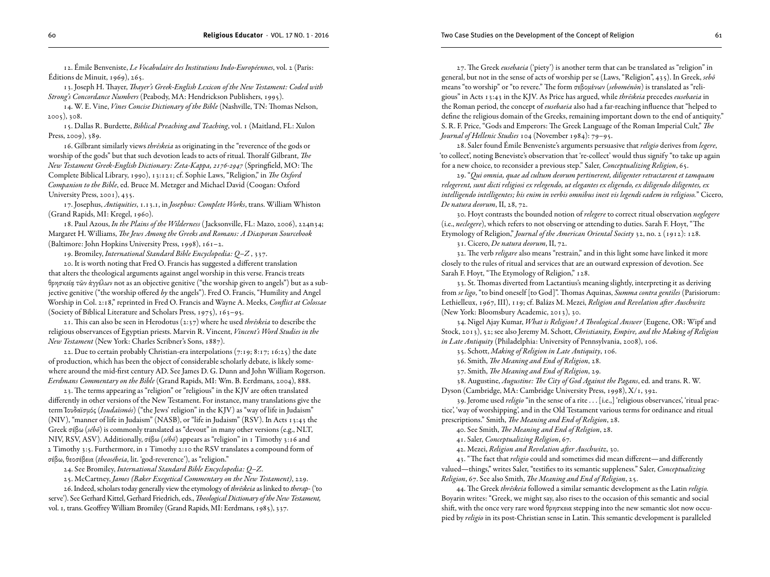12. Émile Benveniste, *Le Vocabulaire des Institutions Indo-Européennes*, vol. 2 (Paris: Éditions de Minuit, 1969), 265.

13. Joseph H. Thayer, *Thayer's Greek-English Lexicon of the New Testament: Coded with Strong's Concordance Numbers* (Peabody, MA: Hendrickson Publishers, 1995).

14. W. E. Vine, *Vines Concise Dictionary of the Bible* (Nashville, TN: Thomas Nelson, 2005), 308.

15. Dallas R. Burdette, *Biblical Preaching and Teaching*, vol. 1 (Maitland, FL: Xulon Press, 2009), 389.

16. Gilbrant similarly views *thrēskeia* as originating in the "reverence of the gods or worship of the gods" but that such devotion leads to acts of ritual. Thoralf Gilbrant, *The New Testament Greek-English Dictionary: Zeta-Kappa, 2176-2947* (Springfield, MO: The Complete Biblical Library, 1990), 13:121; cf. Sophie Laws, "Religion," in *The Oxford Companion to the Bible*, ed. Bruce M. Metzger and Michael David (Coogan: Oxford University Press, 2001), 435.

17. Josephus, *Antiquities*, 1.13.1, in *Josephus: Complete Works*, trans. William Whiston (Grand Rapids, MI: Kregel, 1960).

18. Paul Azous, *In the Plains of the Wilderness* (Jacksonville, FL: Mazo, 2006), 224n34; Margaret H. Williams, *The Jews Among the Greeks and Romans: A Diasporan Sourcebook* (Baltimore: John Hopkins University Press, 1998), 161–2.

19. Bromiley, *International Standard Bible Encyclopedia: Q–Z*, 337.

20. It is worth noting that Fred O. Francis has suggested a different translation that alters the theological arguments against angel worship in this verse. Francis treats θρησκείᾳ τῶν ἀγγέλων not as an objective genitive ("the worship given to angels") but as a subjective genitive ("the worship offered *by* the angels"). Fred O. Francis, "Humility and Angel Worship in Col. 2:18," reprinted in Fred O. Francis and Wayne A. Meeks, *Conflict at Colossae* (Society of Biblical Literature and Scholars Press, 1975), 163–95.

21. This can also be seen in Herodotus (2:37) where he used *thrēskeia* to describe the religious observances of Egyptian priests. Marvin R. Vincent, *Vincent's Word Studies in the New Testament* (New York: Charles Scribner's Sons, 1887).

22. Due to certain probably Christian-era interpolations (7:19; 8:17; 16:25) the date of production, which has been the object of considerable scholarly debate, is likely somewhere around the mid-first century AD. See James D. G. Dunn and John William Rogerson. *Eerdmans Commentary on the Bible* (Grand Rapids, MI: Wm. B. Eerdmans, 2004), 888.

23. The terms appearing as "religion" or "religious" in the KJV are often translated differently in other versions of the New Testament. For instance, many translations give the term Ἰουδαϊσμός (*Ioudaïsmós*) ("the Jews' religion" in the KJV) as "way of life in Judaism" (NIV), "manner of life in Judaism" (NASB), or "life in Judaism" (RSV). In Acts 13:43 the Greek σέβω (*sébō*) is commonly translated as "devout" in many other versions (e.g., NLT, NIV, RSV, ASV). Additionally, σέβω (*sébō*) appears as "religion" in 1 Timothy 3:16 and 2 Timothy 3:5. Furthermore, in 1 Timothy 2:10 the RSV translates a compound form of σέβω, θεοσέβεια (*theosébeia*, lit. 'god-reverence'), as "religion."

24. See Bromiley, *International Standard Bible Encyclopedia: Q–Z*.

25. McCartney, *James (Baker Exegetical Commentary on the New Testament)*, 229.

26. Indeed, scholars today generally view the etymology of *thrēskeia* as linked to *therap-* ('to serve'). See Gerhard Kittel, Gerhard Friedrich, eds., *Theological Dictionary of the New Testament*, vol. 1, trans. Geoffrey William Bromiley (Grand Rapids, MI: Eerdmans, 1985), 337.

27. The Greek *eusebaeia* ('piety') is another term that can be translated as "religion" in general, but not in the sense of acts of worship per se (Laws, "Religion", 435). In Greek, *sebō* means "to worship" or "to revere." The form σεβομένων (*seboménōn*) is translated as "religious" in Acts 13:43 in the KJV. As Price has argued, while *thrēskeia* precedes *eusebaeia* in the Roman period, the concept of *eusebaeia* also had a far-reaching influence that "helped to define the religious domain of the Greeks, remaining important down to the end of antiquity." S. R. F. Price, "Gods and Emperors: The Greek Language of the Roman Imperial Cult," *The Journal of Hellenic Studies* 104 (November 1984): 79–95.

28. Saler found Émile Benveniste's arguments persuasive that *religio* derives from *legere*, 'to collect', noting Beneviste's observation that 're-collect' would thus signify "to take up again for a new choice, to reconsider a previous step." Saler, *Conceptualizing Religion*, 65.

29. "*Qui omnia, quae ad cultum deorum pertinerent, diligenter retractarent et tamquam relegerent, sunt dicti religiosi ex relegendo, ut elegantes ex eligendo, ex diligendo diligentes, ex intelligendo intellegentes; his enim in verbis omnibus inest vis legendi eadem in religioso.*" Cicero, *De natura deorum*, II, 28, 72.

30. Hoyt contrasts the bounded notion of *relegere* to correct ritual observation *neglegere* (i.e., *neclegere*), which refers to not observing or attending to duties. Sarah F. Hoyt, "The Etymology of Religion," *Journal of the American Oriental Society* 32, no. 2 (1912): 128.

31. Cicero, *De natura deorum*, II, 72.

32. The verb *religare* also means "restrain," and in this light some have linked it more closely to the rules of ritual and services that are an outward expression of devotion. See Sarah F. Hoyt, "The Etymology of Religion," 128.

33. St. Thomas diverted from Lactantius's meaning slightly, interpreting it as deriving from *se ligo*, "to bind oneself [to God]". Thomas Aquinas, *Summa contra gentiles* (Parisiorum: Lethielleux, 1967, III), 119; cf. Balázs M. Mezei, *Religion and Revelation after Auschwitz* (New York: Bloomsbury Academic, 2013), 30.

34. Nigel Ajay Kumar, *What is Religion? A Theological Answer* (Eugene, OR: Wipf and Stock, 2013), 52; see also Jeremy M. Schott, *Christianity, Empire, and the Making of Religion in Late Antiquity* (Philadelphia: University of Pennsylvania, 2008), 106.

35. Schott, *Making of Religion in Late Antiquity*, 106.

36. Smith, *The Meaning and End of Religion*, 28.

37. Smith, *The Meaning and End of Religion*, 29.

38. Augustine, *Augustine: The City of God Against the Pagans*, ed. and trans. R. W. Dyson (Cambridge, MA: Cambridge University Press, 1998), X/1, 392.

39. Jerome used *religio* "in the sense of a rite . . . [i.e.,] 'religious observances', 'ritual practice', 'way of worshipping', and in the Old Testament various terms for ordinance and ritual prescriptions." Smith, *The Meaning and End of Religion*, 28.

40. See Smith, *The Meaning and End of Religion*, 28.

41. Saler, *Conceptualizing Religion*, 67.

42. Mezei, *Religion and Revelation after Auschwitz*, 30.

43. "The fact that *religio* could and sometimes did mean different—and differently valued—things," writes Saler, "testifies to its semantic suppleness." Saler, *Conceptualizing Religion*, 67. See also Smith, *The Meaning and End of Religion*, 25.

44. The Greek *thrēskeia* followed a similar semantic development as the Latin *religio.* Boyarin writes: "Greek, we might say, also rises to the occasion of this semantic and social shift, with the once very rare word θρησκεια stepping into the new semantic slot now occupied by *religio* in its post-Christian sense in Latin. This semantic development is paralleled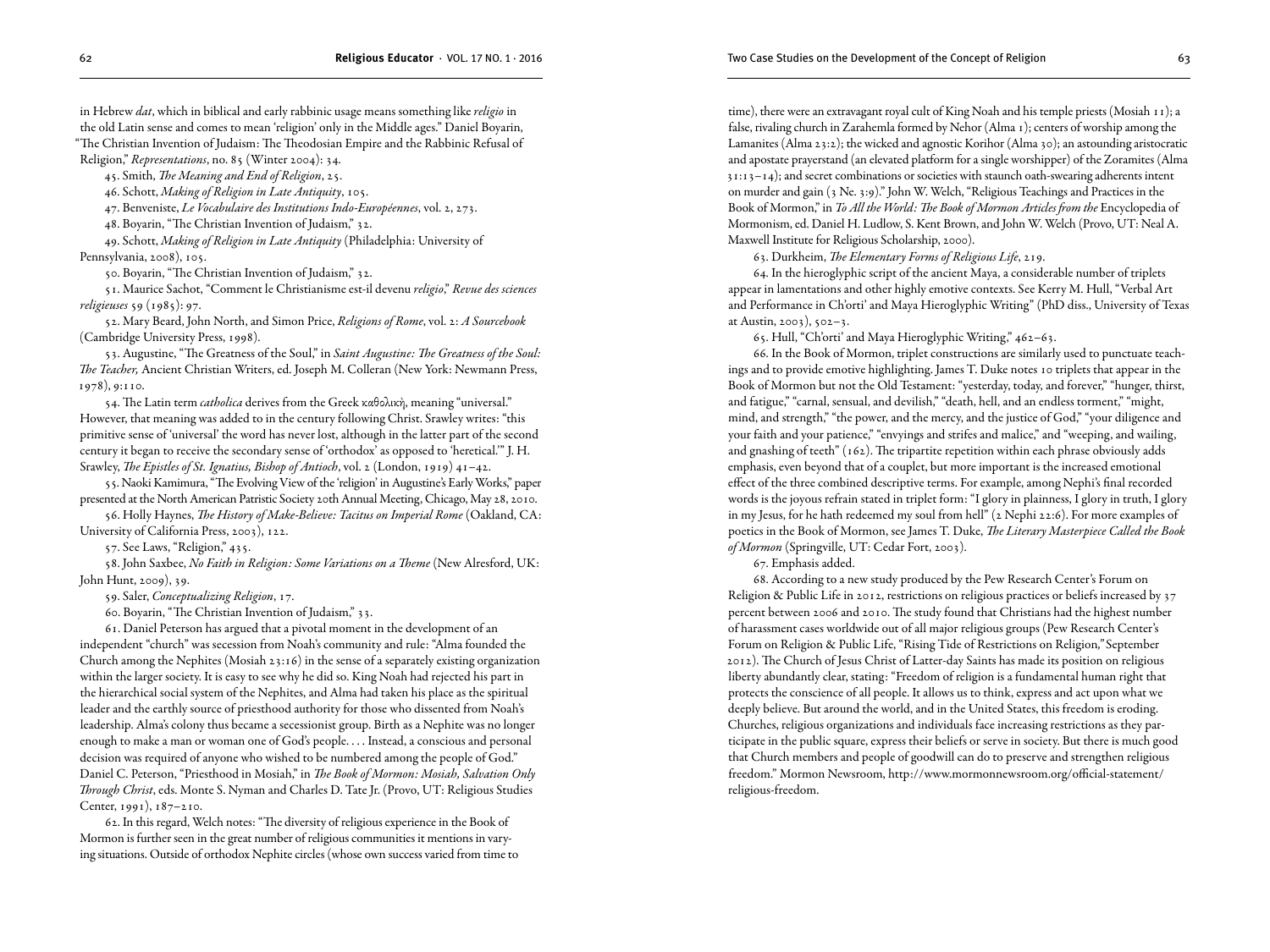in Hebrew *dat*, which in biblical and early rabbinic usage means something like *religio* in the old Latin sense and comes to mean 'religion' only in the Middle ages." Daniel Boyarin, "The Christian Invention of Judaism: The Theodosian Empire and the Rabbinic Refusal of Religion," *Representations*, no. 85 (Winter 2004): 34.

45. Smith, *The Meaning and End of Religion*, 25.

46. Schott, *Making of Religion in Late Antiquity*, 105.

47. Benveniste, *Le Vocabulaire des Institutions Indo-Européennes*, vol. 2, 273.

48. Boyarin, "The Christian Invention of Judaism," 32.

49. Schott, *Making of Religion in Late Antiquity* (Philadelphia: University of Pennsylvania, 2008), 105.

50. Boyarin, "The Christian Invention of Judaism," 32.

51. Maurice Sachot, "Comment le Christianisme est-il devenu *religio*," *Revue des sciences religieuses* 59 (1985): 97.

52. Mary Beard, John North, and Simon Price, *Religions of Rome*, vol. 2: *A Sourcebook* (Cambridge University Press, 1998).

53. Augustine, "The Greatness of the Soul," in *Saint Augustine: The Greatness of the Soul: The Teacher,* Ancient Christian Writers, ed. Joseph M. Colleran (New York: Newmann Press, 1978), 9:110.

54. The Latin term *catholica* derives from the Greek καθολικὴ, meaning "universal." However, that meaning was added to in the century following Christ. Srawley writes: "this primitive sense of 'universal' the word has never lost, although in the latter part of the second century it began to receive the secondary sense of 'orthodox' as opposed to 'heretical.'" J. H. Srawley, *The Epistles of St. Ignatius, Bishop of Antioch*, vol. 2 (London, 1919) 41–42.

55. Naoki Kamimura, "The Evolving View of the 'religion' in Augustine's Early Works," paper presented at the North American Patristic Society 20th Annual Meeting, Chicago, May 28, 2010.

56. Holly Haynes, *The History of Make-Believe: Tacitus on Imperial Rome* (Oakland, CA: University of California Press, 2003), 122.

57. See Laws, "Religion," 435.

58. John Saxbee, *No Faith in Religion: Some Variations on a Theme* (New Alresford, UK: John Hunt, 2009), 39.

59. Saler, *Conceptualizing Religion*, 17.

60. Boyarin, "The Christian Invention of Judaism," 33.

61. Daniel Peterson has argued that a pivotal moment in the development of an independent "church" was secession from Noah's community and rule: "Alma founded the Church among the Nephites (Mosiah 23:16) in the sense of a separately existing organization within the larger society. It is easy to see why he did so. King Noah had rejected his part in the hierarchical social system of the Nephites, and Alma had taken his place as the spiritual leader and the earthly source of priesthood authority for those who dissented from Noah's leadership. Alma's colony thus became a secessionist group. Birth as a Nephite was no longer enough to make a man or woman one of God's people. . . . Instead, a conscious and personal decision was required of anyone who wished to be numbered among the people of God." Daniel C. Peterson, "Priesthood in Mosiah," in *The Book of Mormon: Mosiah, Salvation Only Through Christ*, eds. Monte S. Nyman and Charles D. Tate Jr. (Provo, UT: Religious Studies Center, 1991), 187–210.

62. In this regard, Welch notes: "The diversity of religious experience in the Book of Mormon is further seen in the great number of religious communities it mentions in varying situations. Outside of orthodox Nephite circles (whose own success varied from time to time), there were an extravagant royal cult of King Noah and his temple priests (Mosiah 11); a false, rivaling church in Zarahemla formed by Nehor (Alma 1); centers of worship among the Lamanites (Alma 23:2); the wicked and agnostic Korihor (Alma 30); an astounding aristocratic and apostate prayerstand (an elevated platform for a single worshipper) of the Zoramites (Alma 31:13–14); and secret combinations or societies with staunch oath-swearing adherents intent on murder and gain (3 Ne. 3:9)." John W. Welch, "Religious Teachings and Practices in the Book of Mormon," in *To All the World: The Book of Mormon Articles from the* Encyclopedia of Mormonism, ed. Daniel H. Ludlow, S. Kent Brown, and John W. Welch (Provo, UT: Neal A. Maxwell Institute for Religious Scholarship, 2000).

63. Durkheim, *The Elementary Forms of Religious Life*, 219.

64. In the hieroglyphic script of the ancient Maya, a considerable number of triplets appear in lamentations and other highly emotive contexts. See Kerry M. Hull, "Verbal Art and Performance in Ch'orti' and Maya Hieroglyphic Writing" (PhD diss., University of Texas at Austin, 2003), 502–3.

65. Hull, "Ch'orti' and Maya Hieroglyphic Writing," 462–63.

66. In the Book of Mormon, triplet constructions are similarly used to punctuate teachings and to provide emotive highlighting. James T. Duke notes 10 triplets that appear in the Book of Mormon but not the Old Testament: "yesterday, today, and forever," "hunger, thirst, and fatigue," "carnal, sensual, and devilish," "death, hell, and an endless torment," "might, mind, and strength," "the power, and the mercy, and the justice of God," "your diligence and your faith and your patience," "envyings and strifes and malice," and "weeping, and wailing, and gnashing of teeth" (162). The tripartite repetition within each phrase obviously adds emphasis, even beyond that of a couplet, but more important is the increased emotional effect of the three combined descriptive terms. For example, among Nephi's final recorded words is the joyous refrain stated in triplet form: "I glory in plainness, I glory in truth, I glory in my Jesus, for he hath redeemed my soul from hell" (2 Nephi 22:6). For more examples of poetics in the Book of Mormon, see James T. Duke, *The Literary Masterpiece Called the Book of Mormon* (Springville, UT: Cedar Fort, 2003).

67. Emphasis added.

68. According to a new study produced by the Pew Research Center's Forum on Religion & Public Life in 2012, restrictions on religious practices or beliefs increased by 37 percent between 2006 and 2010. The study found that Christians had the highest number of harassment cases worldwide out of all major religious groups (Pew Research Center's Forum on Religion & Public Life, "Rising Tide of Restrictions on Religion," September 2012). The Church of Jesus Christ of Latter-day Saints has made its position on religious liberty abundantly clear, stating: "Freedom of religion is a fundamental human right that protects the conscience of all people. It allows us to think, express and act upon what we deeply believe. But around the world, and in the United States, this freedom is eroding. Churches, religious organizations and individuals face increasing restrictions as they participate in the public square, express their beliefs or serve in society. But there is much good that Church members and people of goodwill can do to preserve and strengthen religious freedom." Mormon Newsroom, http://www.mormonnewsroom.org/official-statement/religious-freedom.